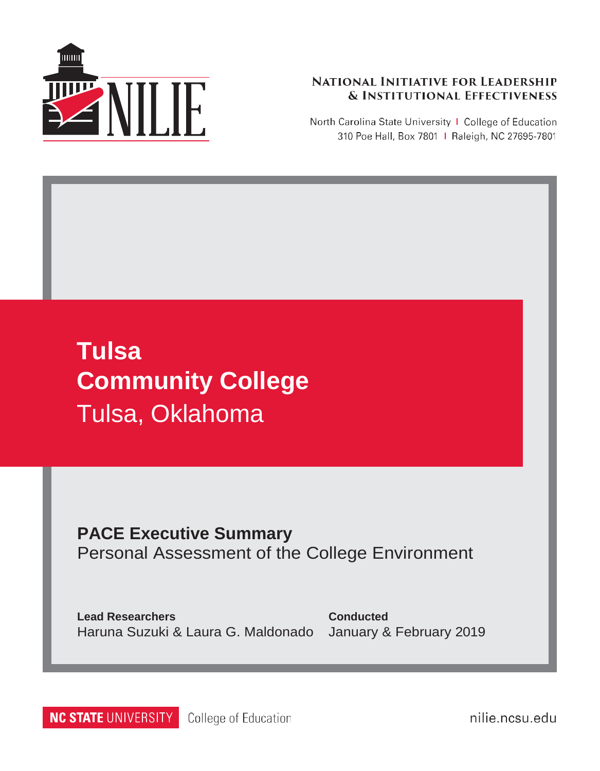NILIE

**National Initiative for Leadership & Institutional Effectiveness**

North Carolina State University | College of Education
310 Poe Hall, Box 7801 | Raleigh, NC 27695-7801

# Tulsa Community College

Tulsa, Oklahoma

## PACE Executive Summary

Personal Assessment of the College Environment

**Lead Researchers**
Haruna Suzuki & Laura G. Maldonado

**Conducted**
January & February 2019

NC STATE UNIVERSITY College of Education

nilie.ncsu.edu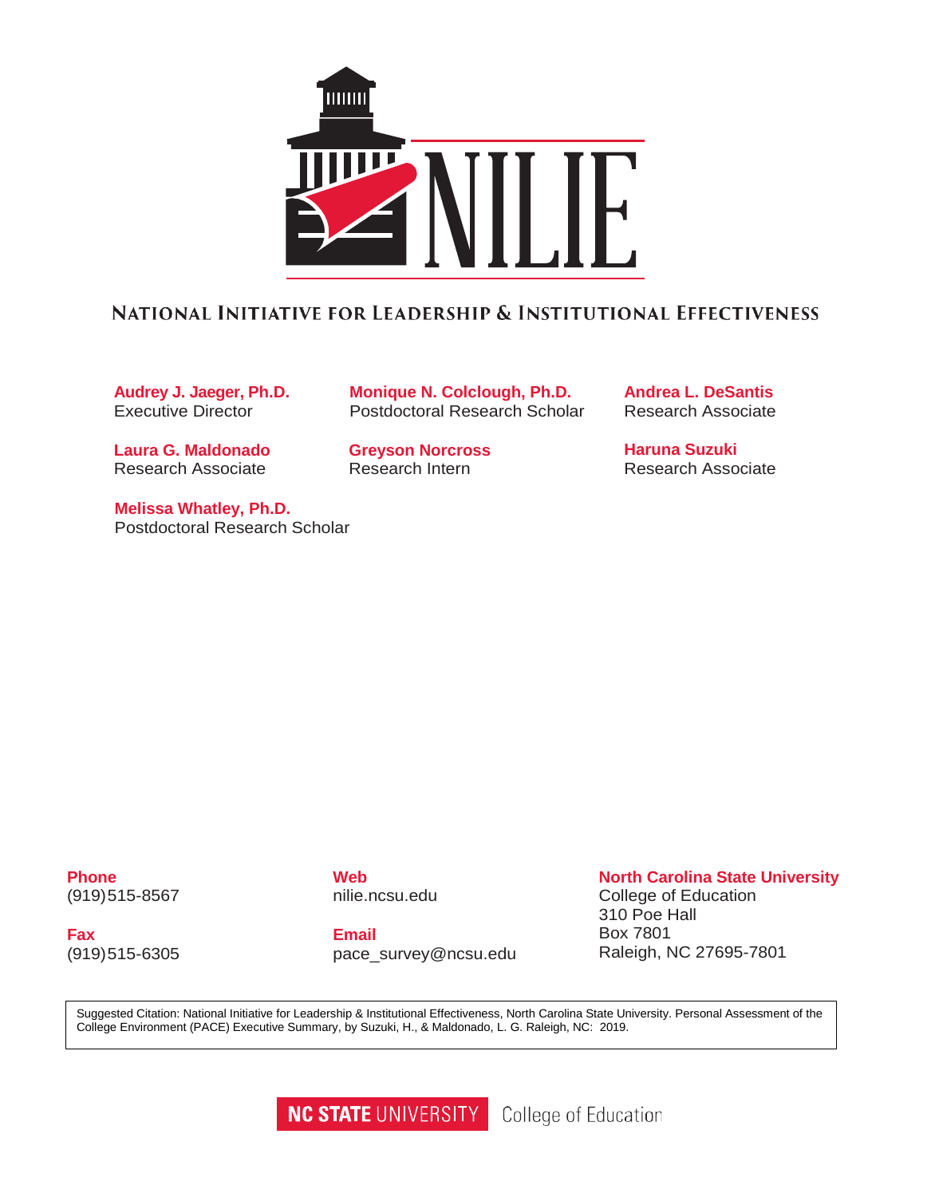# NILIE

## National Initiative for Leadership & Institutional Effectiveness

**Audrey J. Jaeger, Ph.D.**
Executive Director

**Monique N. Colclough, Ph.D.**
Postdoctoral Research Scholar

**Andrea L. DeSantis**
Research Associate

**Laura G. Maldonado**
Research Associate

**Greyson Norcross**
Research Intern

**Haruna Suzuki**
Research Associate

**Melissa Whatley, Ph.D.**
Postdoctoral Research Scholar

**Phone**
(919)515-8567

**Fax**
(919)515-6305

**Web**
nilie.ncsu.edu

**Email**
pace_survey@ncsu.edu

**North Carolina State University**
College of Education
310 Poe Hall
Box 7801
Raleigh, NC 27695-7801

Suggested Citation: National Initiative for Leadership & Institutional Effectiveness, North Carolina State University. Personal Assessment of the College Environment (PACE) Executive Summary, by Suzuki, H., & Maldonado, L. G. Raleigh, NC: 2019.

NC STATE UNIVERSITY College of Education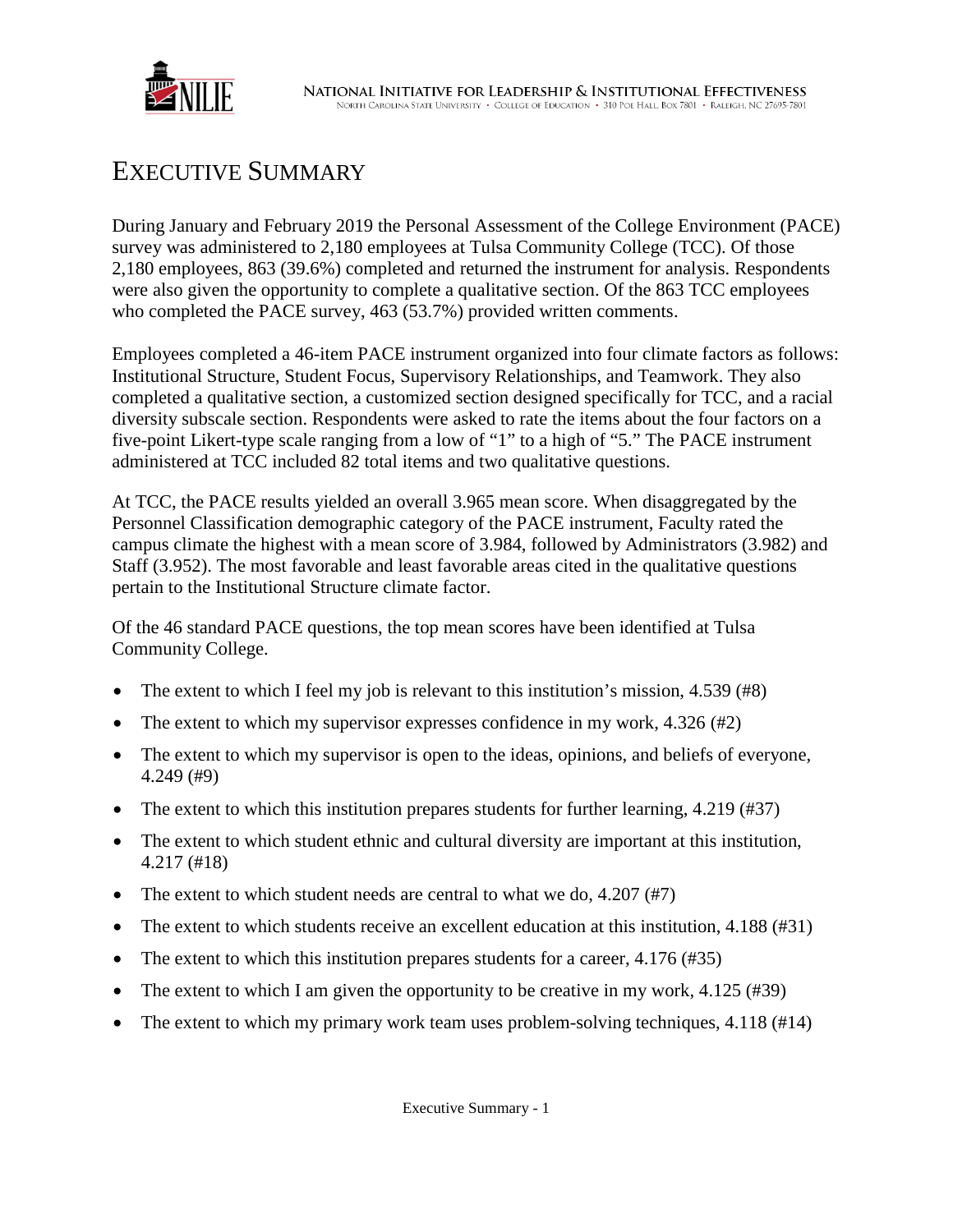# Executive Summary

During January and February 2019 the Personal Assessment of the College Environment (PACE) survey was administered to 2,180 employees at Tulsa Community College (TCC). Of those 2,180 employees, 863 (39.6%) completed and returned the instrument for analysis. Respondents were also given the opportunity to complete a qualitative section. Of the 863 TCC employees who completed the PACE survey, 463 (53.7%) provided written comments.

Employees completed a 46-item PACE instrument organized into four climate factors as follows: Institutional Structure, Student Focus, Supervisory Relationships, and Teamwork. They also completed a qualitative section, a customized section designed specifically for TCC, and a racial diversity subscale section. Respondents were asked to rate the items about the four factors on a five-point Likert-type scale ranging from a low of "1" to a high of "5." The PACE instrument administered at TCC included 82 total items and two qualitative questions.

At TCC, the PACE results yielded an overall 3.965 mean score. When disaggregated by the Personnel Classification demographic category of the PACE instrument, Faculty rated the campus climate the highest with a mean score of 3.984, followed by Administrators (3.982) and Staff (3.952). The most favorable and least favorable areas cited in the qualitative questions pertain to the Institutional Structure climate factor.

Of the 46 standard PACE questions, the top mean scores have been identified at Tulsa Community College.

- The extent to which I feel my job is relevant to this institution's mission, 4.539 (#8)
- The extent to which my supervisor expresses confidence in my work, 4.326 (#2)
- The extent to which my supervisor is open to the ideas, opinions, and beliefs of everyone, 4.249 (#9)
- The extent to which this institution prepares students for further learning, 4.219 (#37)
- The extent to which student ethnic and cultural diversity are important at this institution, 4.217 (#18)
- The extent to which student needs are central to what we do, 4.207 (#7)
- The extent to which students receive an excellent education at this institution, 4.188 (#31)
- The extent to which this institution prepares students for a career, 4.176 (#35)
- The extent to which I am given the opportunity to be creative in my work, 4.125 (#39)
- The extent to which my primary work team uses problem-solving techniques, 4.118 (#14)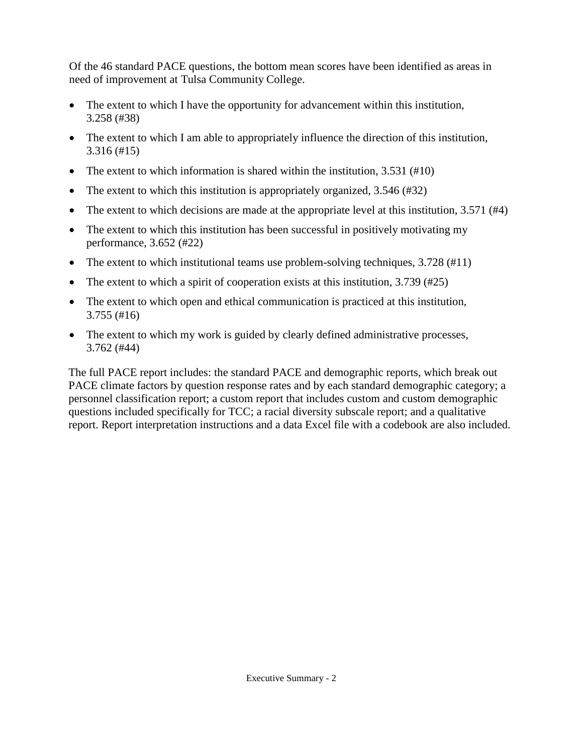Of the 46 standard PACE questions, the bottom mean scores have been identified as areas in need of improvement at Tulsa Community College.

- The extent to which I have the opportunity for advancement within this institution, 3.258 (#38)
- The extent to which I am able to appropriately influence the direction of this institution, 3.316 (#15)
- The extent to which information is shared within the institution, 3.531 (#10)
- The extent to which this institution is appropriately organized, 3.546 (#32)
- The extent to which decisions are made at the appropriate level at this institution, 3.571 (#4)
- The extent to which this institution has been successful in positively motivating my performance, 3.652 (#22)
- The extent to which institutional teams use problem-solving techniques, 3.728 (#11)
- The extent to which a spirit of cooperation exists at this institution, 3.739 (#25)
- The extent to which open and ethical communication is practiced at this institution, 3.755 (#16)
- The extent to which my work is guided by clearly defined administrative processes, 3.762 (#44)

The full PACE report includes: the standard PACE and demographic reports, which break out PACE climate factors by question response rates and by each standard demographic category; a personnel classification report; a custom report that includes custom and custom demographic questions included specifically for TCC; a racial diversity subscale report; and a qualitative report. Report interpretation instructions and a data Excel file with a codebook are also included.